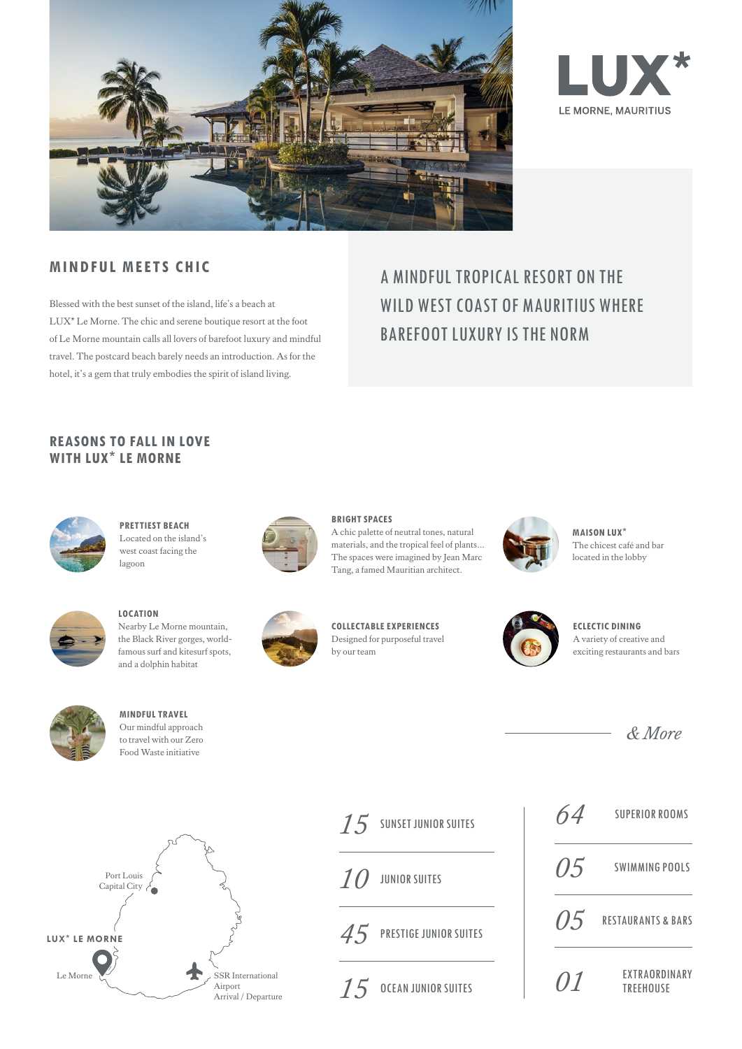# LUX*

LE MORNE, MAURITIUS

## MINDFUL MEETS CHIC

Blessed with the best sunset of the island, life's a beach at LUX* Le Morne. The chic and serene boutique resort at the foot of Le Morne mountain calls all lovers of barefoot luxury and mindful travel. The postcard beach barely needs an introduction. As for the hotel, it's a gem that truly embodies the spirit of island living.

A MINDFUL TROPICAL RESORT ON THE WILD WEST COAST OF MAURITIUS WHERE BAREFOOT LUXURY IS THE NORM

## REASONS TO FALL IN LOVE WITH LUX* LE MORNE

**PRETTIEST BEACH**
Located on the island's west coast facing the lagoon

**BRIGHT SPACES**
A chic palette of neutral tones, natural materials, and the tropical feel of plants... The spaces were imagined by Jean Marc Tang, a famed Mauritian architect.

**MAISON LUX***
The chicest café and bar located in the lobby

**LOCATION**
Nearby Le Morne mountain, the Black River gorges, world-famous surf and kitesurf spots, and a dolphin habitat

**COLLECTABLE EXPERIENCES**
Designed for purposeful travel by our team

**ECLECTIC DINING**
A variety of creative and exciting restaurants and bars

**MINDFUL TRAVEL**
Our mindful approach to travel with our Zero Food Waste initiative

*& More*

Port Louis Capital City

LUX* LE MORNE

Le Morne

SSR International Airport Arrival / Departure

| | |
|---|---|
| 15 | SUNSET JUNIOR SUITES |
| 10 | JUNIOR SUITES |
| 45 | PRESTIGE JUNIOR SUITES |
| 15 | OCEAN JUNIOR SUITES |
| 64 | SUPERIOR ROOMS |
| 05 | SWIMMING POOLS |
| 05 | RESTAURANTS & BARS |
| 01 | EXTRAORDINARY TREEHOUSE |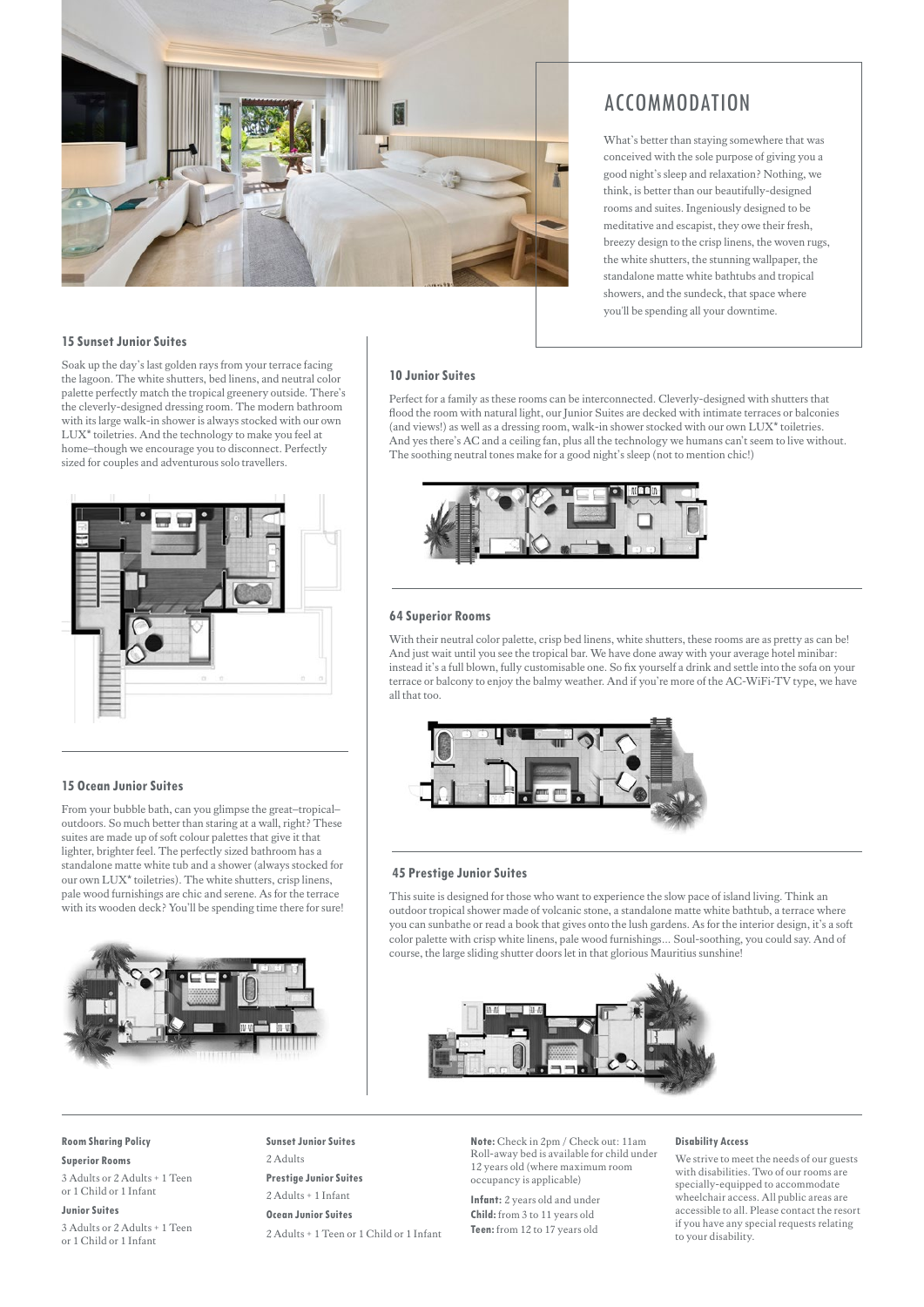# ACCOMMODATION

What's better than staying somewhere that was conceived with the sole purpose of giving you a good night's sleep and relaxation? Nothing, we think, is better than our beautifully-designed rooms and suites. Ingeniously designed to be meditative and escapist, they owe their fresh, breezy design to the crisp linens, the woven rugs, the white shutters, the stunning wallpaper, the standalone matte white bathtubs and tropical showers, and the sundeck, that space where you'll be spending all your downtime.

### 15 Sunset Junior Suites

Soak up the day's last golden rays from your terrace facing the lagoon. The white shutters, bed linens, and neutral color palette perfectly match the tropical greenery outside. There's the cleverly-designed dressing room. The modern bathroom with its large walk-in shower is always stocked with our own LUX* toiletries. And the technology to make you feel at home–though we encourage you to disconnect. Perfectly sized for couples and adventurous solo travellers.

### 15 Ocean Junior Suites

From your bubble bath, can you glimpse the great–tropical–outdoors. So much better than staring at a wall, right? These suites are made up of soft colour palettes that give it that lighter, brighter feel. The perfectly sized bathroom has a standalone matte white tub and a shower (always stocked for our own LUX* toiletries). The white shutters, crisp linens, pale wood furnishings are chic and serene. As for the terrace with its wooden deck? You'll be spending time there for sure!

### 10 Junior Suites

Perfect for a family as these rooms can be interconnected. Cleverly-designed with shutters that flood the room with natural light, our Junior Suites are decked with intimate terraces or balconies (and views!) as well as a dressing room, walk-in shower stocked with our own LUX* toiletries. And yes there's AC and a ceiling fan, plus all the technology we humans can't seem to live without. The soothing neutral tones make for a good night's sleep (not to mention chic!)

### 64 Superior Rooms

With their neutral color palette, crisp bed linens, white shutters, these rooms are as pretty as can be! And just wait until you see the tropical bar. We have done away with your average hotel minibar: instead it's a full blown, fully customisable one. So fix yourself a drink and settle into the sofa on your terrace or balcony to enjoy the balmy weather. And if you're more of the AC-WiFi-TV type, we have all that too.

### 45 Prestige Junior Suites

This suite is designed for those who want to experience the slow pace of island living. Think an outdoor tropical shower made of volcanic stone, a standalone matte white bathtub, a terrace where you can sunbathe or read a book that gives onto the lush gardens. As for the interior design, it's a soft color palette with crisp white linens, pale wood furnishings... Soul-soothing, you could say. And of course, the large sliding shutter doors let in that glorious Mauritius sunshine!

---

**Room Sharing Policy**

**Superior Rooms**

3 Adults or 2 Adults + 1 Teen or 1 Child or 1 Infant

**Junior Suites**

3 Adults or 2 Adults + 1 Teen or 1 Child or 1 Infant

**Sunset Junior Suites**

2 Adults

**Prestige Junior Suites**

2 Adults + 1 Infant

**Ocean Junior Suites**

2 Adults + 1 Teen or 1 Child or 1 Infant

**Note:** Check in 2pm / Check out: 11am Roll-away bed is available for child under 12 years old (where maximum room occupancy is applicable)

**Infant:** 2 years old and under

**Child:** from 3 to 11 years old

**Teen:** from 12 to 17 years old

**Disability Access**

We strive to meet the needs of our guests with disabilities. Two of our rooms are specially-equipped to accommodate wheelchair access. All public areas are accessible to all. Please contact the resort if you have any special requests relating to your disability.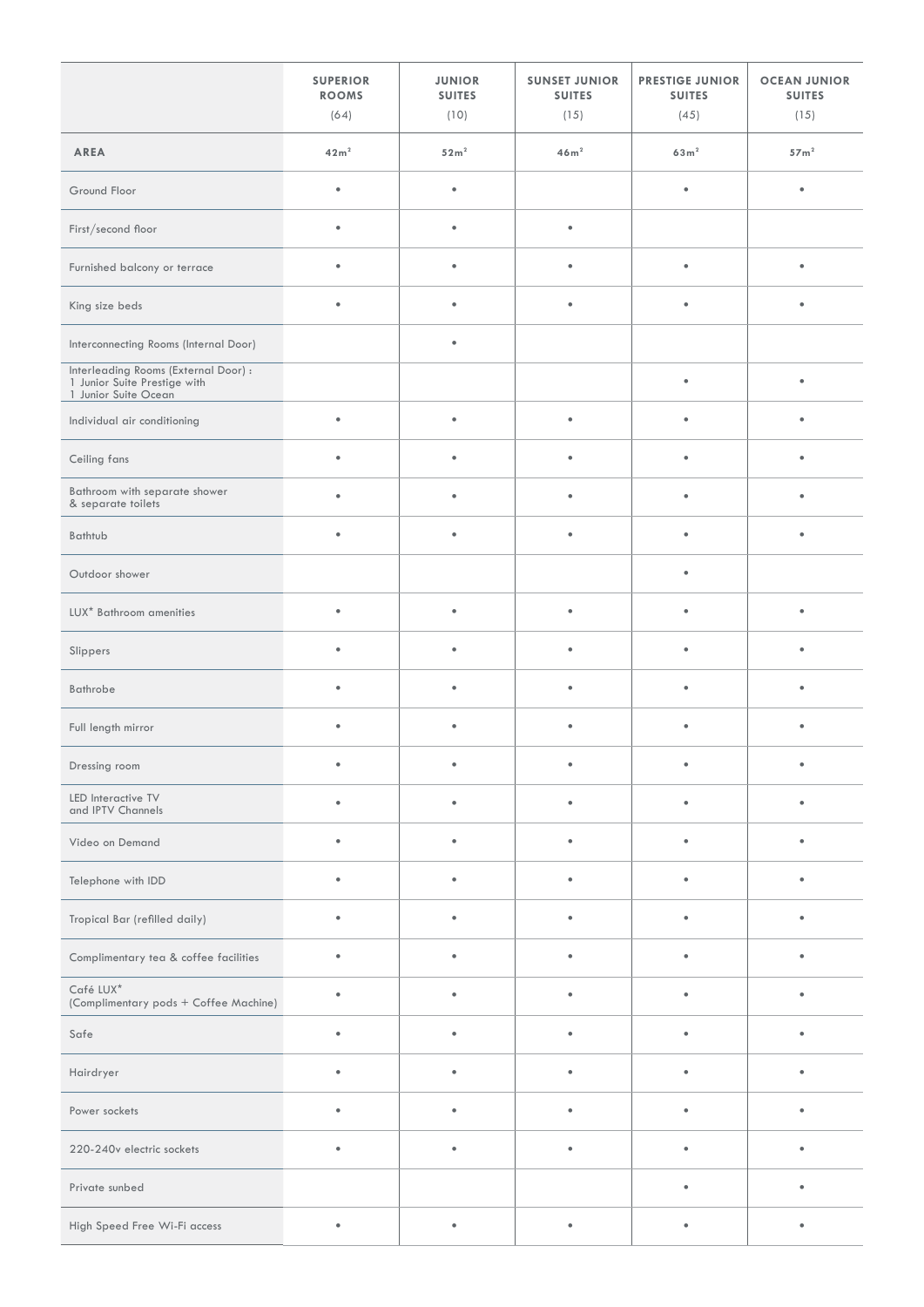| | SUPERIOR ROOMS (64) | JUNIOR SUITES (10) | SUNSET JUNIOR SUITES (15) | PRESTIGE JUNIOR SUITES (45) | OCEAN JUNIOR SUITES (15) |
|---|---|---|---|---|---|
| **AREA** | 42m² | 52m² | 46m² | 63m² | 57m² |
| Ground Floor | • | • | | • | • |
| First/second floor | • | • | • | | |
| Furnished balcony or terrace | • | • | • | • | • |
| King size beds | • | • | • | • | • |
| Interconnecting Rooms (Internal Door) | | • | | | |
| Interleading Rooms (External Door) : 1 Junior Suite Prestige with 1 Junior Suite Ocean | | | | • | • |
| Individual air conditioning | • | • | • | • | • |
| Ceiling fans | • | • | • | • | • |
| Bathroom with separate shower & separate toilets | • | • | • | • | • |
| Bathtub | • | • | • | • | • |
| Outdoor shower | | | | • | |
| LUX* Bathroom amenities | • | • | • | • | • |
| Slippers | • | • | • | • | • |
| Bathrobe | • | • | • | • | • |
| Full length mirror | • | • | • | • | • |
| Dressing room | • | • | • | • | • |
| LED Interactive TV and IPTV Channels | • | • | • | • | • |
| Video on Demand | • | • | • | • | • |
| Telephone with IDD | • | • | • | • | • |
| Tropical Bar (refilled daily) | • | • | • | • | • |
| Complimentary tea & coffee facilities | • | • | • | • | • |
| Café LUX* (Complimentary pods + Coffee Machine) | • | • | • | • | • |
| Safe | • | • | • | • | • |
| Hairdryer | • | • | • | • | • |
| Power sockets | • | • | • | • | • |
| 220-240v electric sockets | • | • | • | • | • |
| Private sunbed | | | | • | • |
| High Speed Free Wi-Fi access | • | • | • | • | • |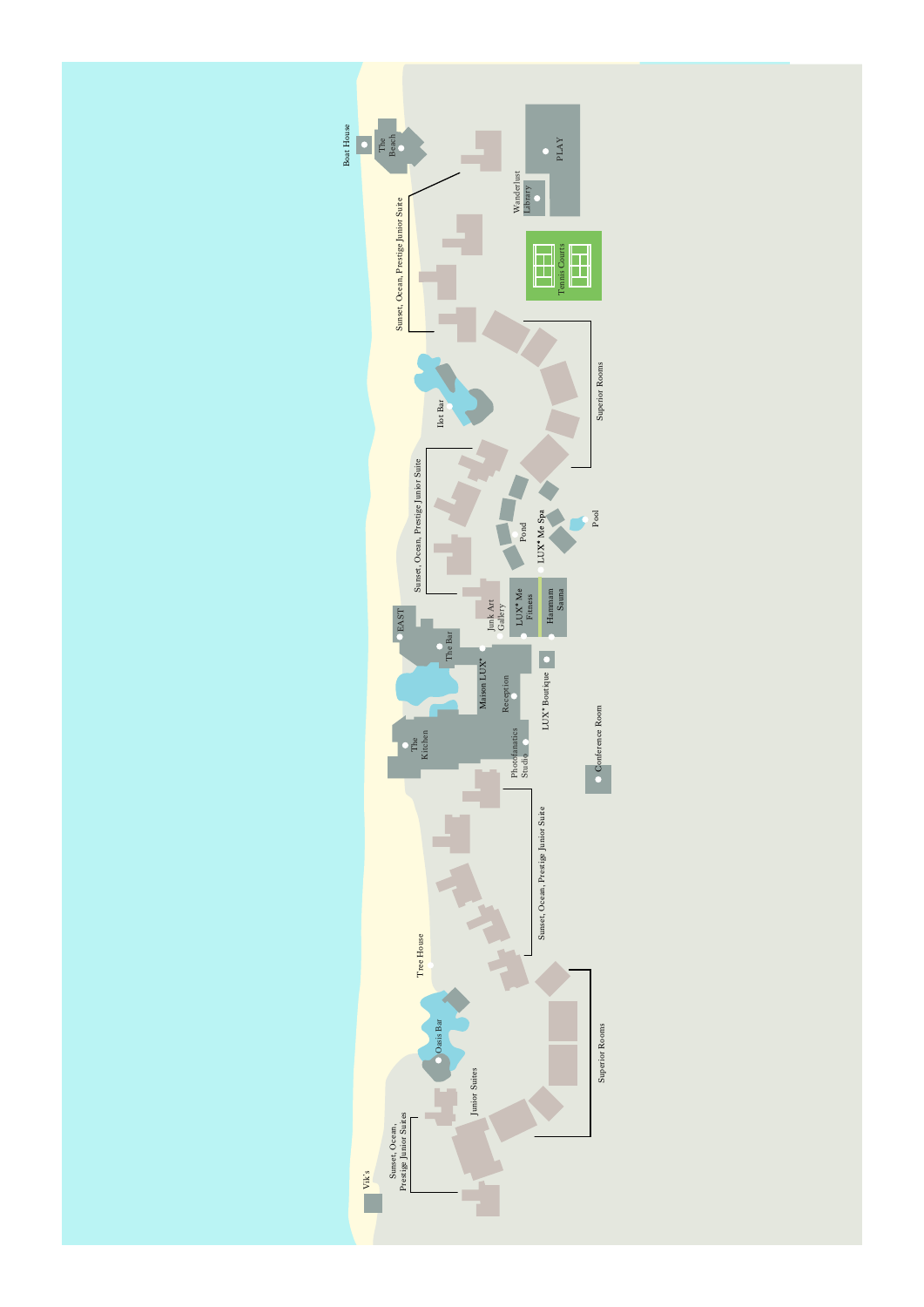Boat House

The Beach

Sunset, Ocean, Prestige Junior Suite

Wanderlust Library

PLAY

Tennis Courts

Superior Rooms

Ilot Bar

Sunset, Ocean, Prestige Junior Suite

Pond

LUX* Me Spa

Pool

EAST

Junk Art Gallery

LUX* Me Fitness

Hammam Sauna

The Bar

Maison LUX*

Reception

LUX* Boutique

The Kitchen

Photofanatics Studio

Conference Room

Sunset, Ocean, Prestige Junior Suite

Tree House

Superior Rooms

Oasis Bar

Junior Suites

Sunset, Ocean, Prestige Junior Suites

Vik's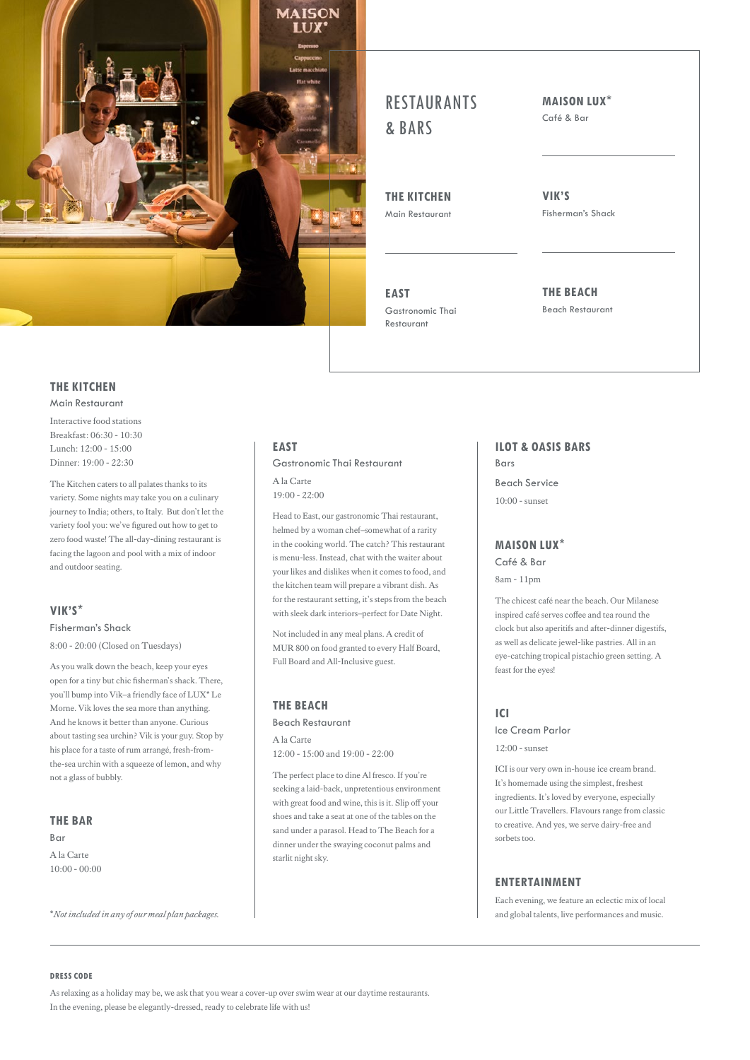# RESTAURANTS & BARS

**MAISON LUX***
Café & Bar

**THE KITCHEN**
Main Restaurant

**VIK'S**
Fisherman's Shack

**EAST**
Gastronomic Thai Restaurant

**THE BEACH**
Beach Restaurant

## THE KITCHEN

Main Restaurant

Interactive food stations
Breakfast: 06:30 - 10:30
Lunch: 12:00 - 15:00
Dinner: 19:00 - 22:30

The Kitchen caters to all palates thanks to its variety. Some nights may take you on a culinary journey to India; others, to Italy. But don't let the variety fool you: we've figured out how to get to zero food waste! The all-day-dining restaurant is facing the lagoon and pool with a mix of indoor and outdoor seating.

## VIK'S*

Fisherman's Shack

8:00 - 20:00 (Closed on Tuesdays)

As you walk down the beach, keep your eyes open for a tiny but chic fisherman's shack. There, you'll bump into Vik–a friendly face of LUX* Le Morne. Vik loves the sea more than anything. And he knows it better than anyone. Curious about tasting sea urchin? Vik is your guy. Stop by his place for a taste of rum arrangé, fresh-from-the-sea urchin with a squeeze of lemon, and why not a glass of bubbly.

## THE BAR

Bar

A la Carte
10:00 - 00:00

*\*Not included in any of our meal plan packages.*

## EAST

Gastronomic Thai Restaurant

A la Carte
19:00 - 22:00

Head to East, our gastronomic Thai restaurant, helmed by a woman chef–somewhat of a rarity in the cooking world. The catch? This restaurant is menu-less. Instead, chat with the waiter about your likes and dislikes when it comes to food, and the kitchen team will prepare a vibrant dish. As for the restaurant setting, it's steps from the beach with sleek dark interiors–perfect for Date Night.

Not included in any meal plans. A credit of MUR 800 on food granted to every Half Board, Full Board and All-Inclusive guest.

## THE BEACH

Beach Restaurant

A la Carte
12:00 - 15:00 and 19:00 - 22:00

The perfect place to dine Al fresco. If you're seeking a laid-back, unpretentious environment with great food and wine, this is it. Slip off your shoes and take a seat at one of the tables on the sand under a parasol. Head to The Beach for a dinner under the swaying coconut palms and starlit night sky.

## ILOT & OASIS BARS

Bars

Beach Service

10:00 - sunset

## MAISON LUX*

Café & Bar

8am - 11pm

The chicest café near the beach. Our Milanese inspired café serves coffee and tea round the clock but also aperitifs and after-dinner digestifs, as well as delicate jewel-like pastries. All in an eye-catching tropical pistachio green setting. A feast for the eyes!

## ICI

Ice Cream Parlor

12:00 - sunset

ICI is our very own in-house ice cream brand. It's homemade using the simplest, freshest ingredients. It's loved by everyone, especially our Little Travellers. Flavours range from classic to creative. And yes, we serve dairy-free and sorbets too.

## ENTERTAINMENT

Each evening, we feature an eclectic mix of local and global talents, live performances and music.

---

**DRESS CODE**

As relaxing as a holiday may be, we ask that you wear a cover-up over swim wear at our daytime restaurants. In the evening, please be elegantly-dressed, ready to celebrate life with us!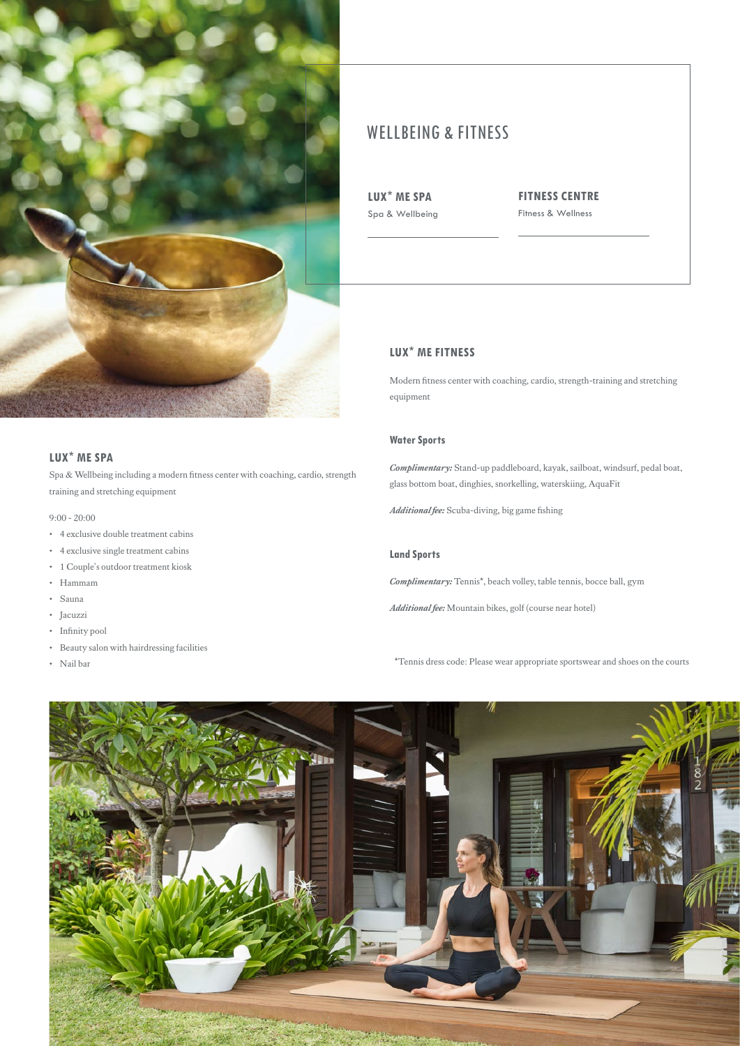# WELLBEING & FITNESS

**LUX* ME SPA**
Spa & Wellbeing

**FITNESS CENTRE**
Fitness & Wellness

## LUX* ME SPA

Spa & Wellbeing including a modern fitness center with coaching, cardio, strength training and stretching equipment

9:00 - 20:00

- 4 exclusive double treatment cabins
- 4 exclusive single treatment cabins
- 1 Couple's outdoor treatment kiosk
- Hammam
- Sauna
- Jacuzzi
- Infinity pool
- Beauty salon with hairdressing facilities
- Nail bar

## LUX* ME FITNESS

Modern fitness center with coaching, cardio, strength-training and stretching equipment

### Water Sports

***Complimentary:*** Stand-up paddleboard, kayak, sailboat, windsurf, pedal boat, glass bottom boat, dinghies, snorkelling, waterskiing, AquaFit

***Additional fee:*** Scuba-diving, big game fishing

### Land Sports

***Complimentary:*** Tennis*, beach volley, table tennis, bocce ball, gym

***Additional fee:*** Mountain bikes, golf (course near hotel)

*Tennis dress code: Please wear appropriate sportswear and shoes on the courts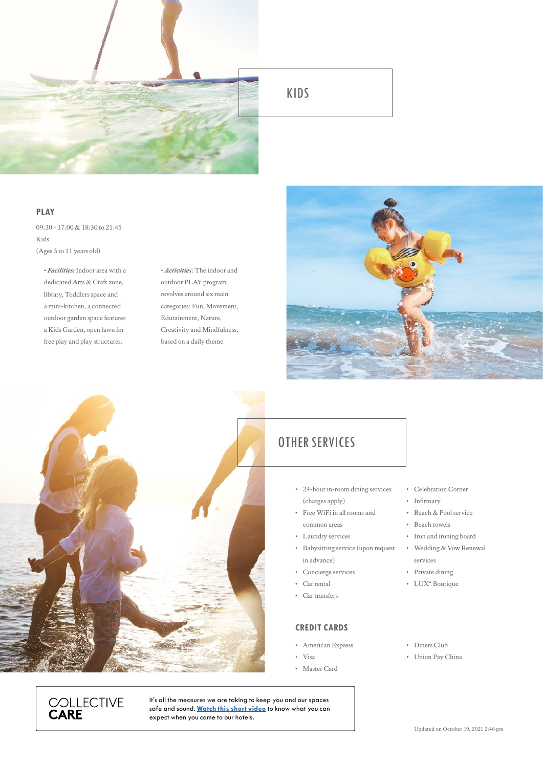## KIDS

### PLAY

09:30 - 17:00 & 18:30 to 21:45
Kids
(Ages 3 to 11 years old)

- ***Facilities:*** Indoor area with a dedicated Arts & Craft zone, library, Toddlers space and a mini-kitchen, a connected outdoor garden space features a Kids Garden, open lawn for free play and play structures.
- ***Activities***: The indoor and outdoor PLAY program revolves around six main categories: Fun, Movement, Edutainment, Nature, Creativity and Mindfulness, based on a daily theme

## OTHER SERVICES

- 24-hour in-room dining services (charges apply)
- Free WiFi in all rooms and common areas
- Laundry services
- Babysitting service (upon request in advance)
- Concierge services
- Car rental
- Car transfers
- Celebration Corner
- Infirmary
- Beach & Pool service
- Beach towels
- Iron and ironing board
- Wedding & Vow Renewal services
- Private dining
- LUX* Boutique

### CREDIT CARDS

- American Express
- Visa
- Master Card
- Diners Club
- Union Pay China

**COLLECTIVE CARE**

It's all the measures we are taking to keep you and our spaces safe and sound. [Watch this short video] to know what you can expect when you come to our hotels.

Updated on October 19, 2021 2:46 pm